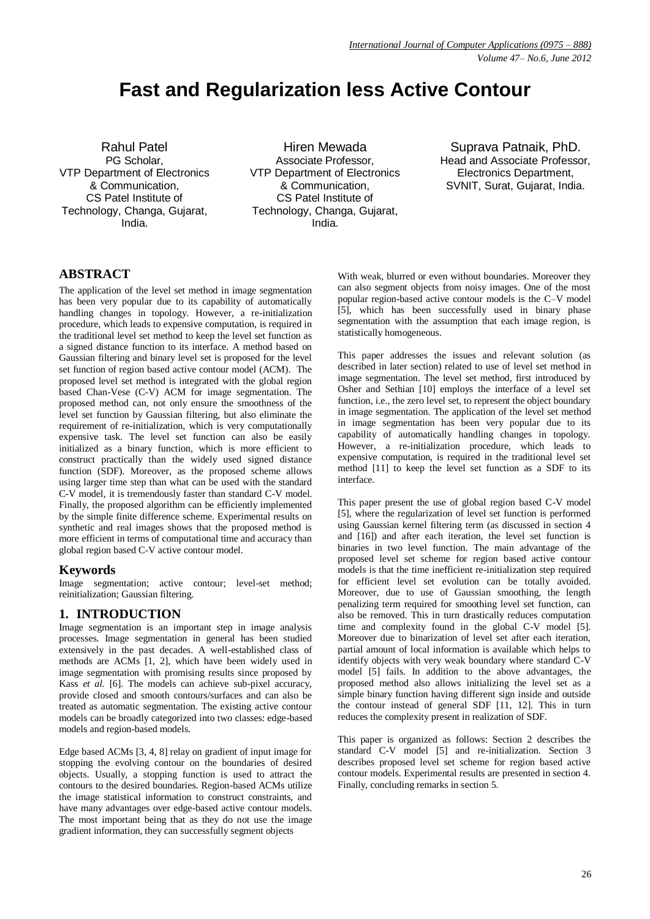# Fast and Regularization less Active Contour

Rahul Patel
PG Scholar,
VTP Department of Electronics & Communication,
CS Patel Institute of Technology, Changa, Gujarat, India.

Hiren Mewada
Associate Professor,
VTP Department of Electronics & Communication,
CS Patel Institute of Technology, Changa, Gujarat, India.

Suprava Patnaik, PhD.
Head and Associate Professor,
Electronics Department,
SVNIT, Surat, Gujarat, India.

## ABSTRACT

The application of the level set method in image segmentation has been very popular due to its capability of automatically handling changes in topology. However, a re-initialization procedure, which leads to expensive computation, is required in the traditional level set method to keep the level set function as a signed distance function to its interface. A method based on Gaussian filtering and binary level set is proposed for the level set function of region based active contour model (ACM). The proposed level set method is integrated with the global region based Chan-Vese (C-V) ACM for image segmentation. The proposed method can, not only ensure the smoothness of the level set function by Gaussian filtering, but also eliminate the requirement of re-initialization, which is very computationally expensive task. The level set function can also be easily initialized as a binary function, which is more efficient to construct practically than the widely used signed distance function (SDF). Moreover, as the proposed scheme allows using larger time step than what can be used with the standard C-V model, it is tremendously faster than standard C-V model. Finally, the proposed algorithm can be efficiently implemented by the simple finite difference scheme. Experimental results on synthetic and real images shows that the proposed method is more efficient in terms of computational time and accuracy than global region based C-V active contour model.

### Keywords

Image segmentation; active contour; level-set method; reinitialization; Gaussian filtering.

## 1. INTRODUCTION

Image segmentation is an important step in image analysis processes. Image segmentation in general has been studied extensively in the past decades. A well-established class of methods are ACMs [1, 2], which have been widely used in image segmentation with promising results since proposed by Kass *et al.* [6]. The models can achieve sub-pixel accuracy, provide closed and smooth contours/surfaces and can also be treated as automatic segmentation. The existing active contour models can be broadly categorized into two classes: edge-based models and region-based models.

Edge based ACMs [3, 4, 8] relay on gradient of input image for stopping the evolving contour on the boundaries of desired objects. Usually, a stopping function is used to attract the contours to the desired boundaries. Region-based ACMs utilize the image statistical information to construct constraints, and have many advantages over edge-based active contour models. The most important being that as they do not use the image gradient information, they can successfully segment objects With weak, blurred or even without boundaries. Moreover they can also segment objects from noisy images. One of the most popular region-based active contour models is the C–V model [5], which has been successfully used in binary phase segmentation with the assumption that each image region, is statistically homogeneous.

This paper addresses the issues and relevant solution (as described in later section) related to use of level set method in image segmentation. The level set method, first introduced by Osher and Sethian [10] employs the interface of a level set function, i.e., the zero level set, to represent the object boundary in image segmentation. The application of the level set method in image segmentation has been very popular due to its capability of automatically handling changes in topology. However, a re-initialization procedure, which leads to expensive computation, is required in the traditional level set method [11] to keep the level set function as a SDF to its interface.

This paper present the use of global region based C-V model [5], where the regularization of level set function is performed using Gaussian kernel filtering term (as discussed in section 4 and [16]) and after each iteration, the level set function is binaries in two level function. The main advantage of the proposed level set scheme for region based active contour models is that the time inefficient re-initialization step required for efficient level set evolution can be totally avoided. Moreover, due to use of Gaussian smoothing, the length penalizing term required for smoothing level set function, can also be removed. This in turn drastically reduces computation time and complexity found in the global C-V model [5]. Moreover due to binarization of level set after each iteration, partial amount of local information is available which helps to identify objects with very weak boundary where standard C-V model [5] fails. In addition to the above advantages, the proposed method also allows initializing the level set as a simple binary function having different sign inside and outside the contour instead of general SDF [11, 12]. This in turn reduces the complexity present in realization of SDF.

This paper is organized as follows: Section 2 describes the standard C-V model [5] and re-initialization. Section 3 describes proposed level set scheme for region based active contour models. Experimental results are presented in section 4. Finally, concluding remarks in section 5.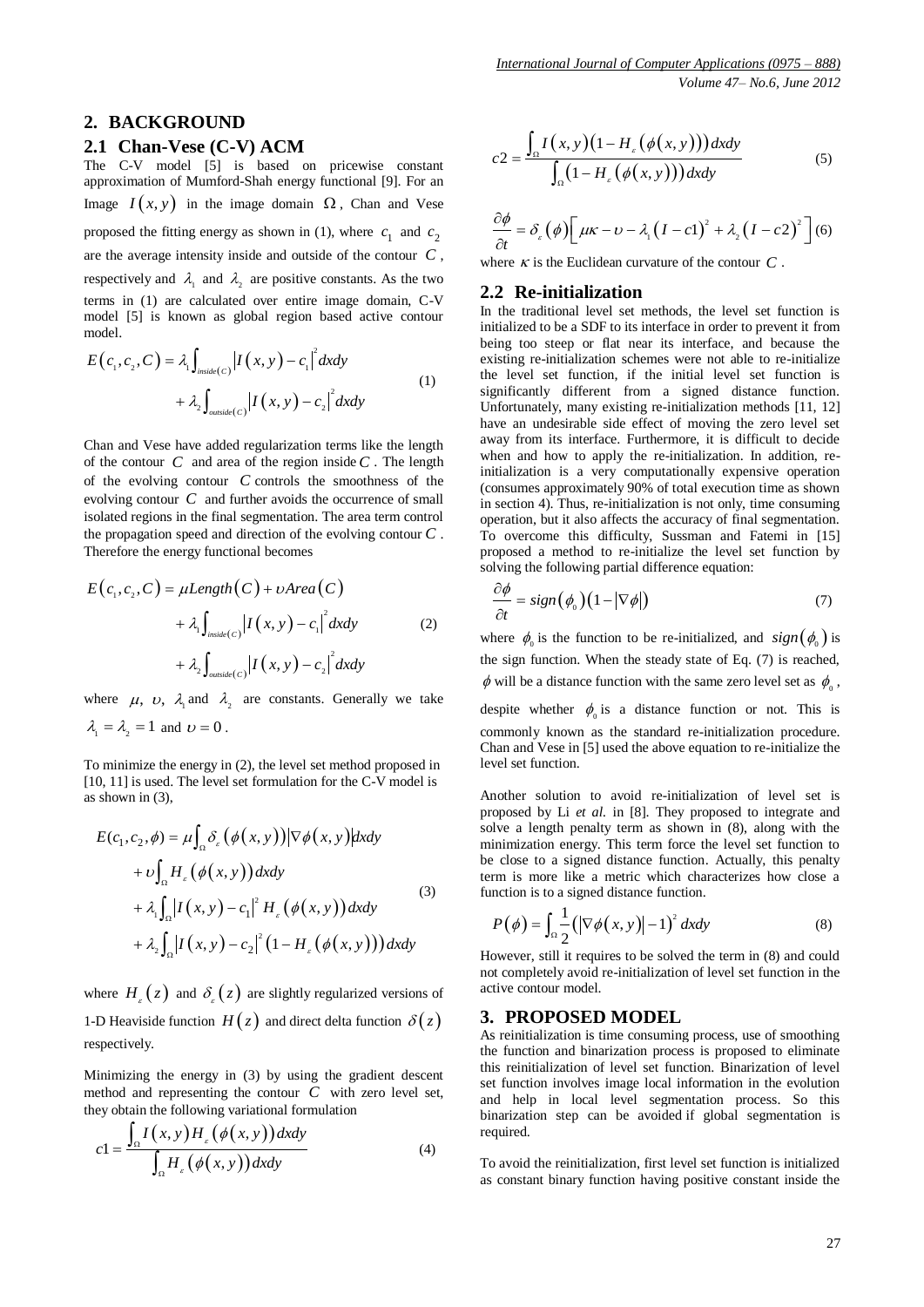## 2. BACKGROUND

### 2.1 Chan-Vese (C-V) ACM

The C-V model [5] is based on pricewise constant approximation of Mumford-Shah energy functional [9]. For an Image $I(x,y)$ in the image domain $\Omega$, Chan and Vese proposed the fitting energy as shown in (1), where $c_1$ and $c_2$ are the average intensity inside and outside of the contour $C$, respectively and $\lambda_1$ and $\lambda_2$ are positive constants. As the two terms in (1) are calculated over entire image domain, C-V model [5] is known as global region based active contour model.

$$E(c_1, c_2, C) = \lambda_1 \int_{inside(C)} |I(x,y) - c_1|^2 dxdy + \lambda_2 \int_{outside(C)} |I(x,y) - c_2|^2 dxdy \quad (1)$$

Chan and Vese have added regularization terms like the length of the contour $C$ and area of the region inside $C$. The length of the evolving contour $C$ controls the smoothness of the evolving contour $C$ and further avoids the occurrence of small isolated regions in the final segmentation. The area term control the propagation speed and direction of the evolving contour $C$. Therefore the energy functional becomes

$$E(c_1, c_2, C) = \mu Length(C) + \upsilon Area(C) + \lambda_1 \int_{inside(C)} |I(x,y) - c_1|^2 dxdy + \lambda_2 \int_{outside(C)} |I(x,y) - c_2|^2 dxdy \quad (2)$$

where $\mu$, $\upsilon$, $\lambda_1$ and $\lambda_2$ are constants. Generally we take $\lambda_1 = \lambda_2 = 1$ and $\upsilon = 0$.

To minimize the energy in (2), the level set method proposed in [10, 11] is used. The level set formulation for the C-V model is as shown in (3),

$$\begin{aligned} E(c_1, c_2, \phi) &= \mu \int_\Omega \delta_\varepsilon(\phi(x,y)) |\nabla \phi(x,y)| dxdy \\ &+ \upsilon \int_\Omega H_\varepsilon(\phi(x,y)) dxdy \\ &+ \lambda_1 \int_\Omega |I(x,y) - c_1|^2 H_\varepsilon(\phi(x,y)) dxdy \\ &+ \lambda_2 \int_\Omega |I(x,y) - c_2|^2 (1 - H_\varepsilon(\phi(x,y))) dxdy \end{aligned} \quad (3)$$

where $H_\varepsilon(z)$ and $\delta_\varepsilon(z)$ are slightly regularized versions of 1-D Heaviside function $H(z)$ and direct delta function $\delta(z)$ respectively.

Minimizing the energy in (3) by using the gradient descent method and representing the contour $C$ with zero level set, they obtain the following variational formulation

$$c1 = \frac{\int_\Omega I(x,y) H_\varepsilon(\phi(x,y)) dxdy}{\int_\Omega H_\varepsilon(\phi(x,y)) dxdy} \quad (4)$$

$$c2 = \frac{\int_\Omega I(x,y)(1 - H_\varepsilon(\phi(x,y))) dxdy}{\int_\Omega (1 - H_\varepsilon(\phi(x,y))) dxdy} \quad (5)$$

$$\frac{\partial \phi}{\partial t} = \delta_\varepsilon(\phi)\left[\mu\kappa - \upsilon - \lambda_1 (I - c1)^2 + \lambda_2 (I - c2)^2\right] \quad (6)$$

where $\kappa$ is the Euclidean curvature of the contour $C$.

### 2.2 Re-initialization

In the traditional level set methods, the level set function is initialized to be a SDF to its interface in order to prevent it from being too steep or flat near its interface, and because the existing re-initialization schemes were not able to re-initialize the level set function, if the initial level set function is significantly different from a signed distance function. Unfortunately, many existing re-initialization methods [11, 12] have an undesirable side effect of moving the zero level set away from its interface. Furthermore, it is difficult to decide when and how to apply the re-initialization. In addition, re-initialization is a very computationally expensive operation (consumes approximately 90% of total execution time as shown in section 4). Thus, re-initialization is not only, time consuming operation, but it also affects the accuracy of final segmentation. To overcome this difficulty, Sussman and Fatemi in [15] proposed a method to re-initialize the level set function by solving the following partial difference equation:

$$\frac{\partial \phi}{\partial t} = sign(\phi_0)(1 - |\nabla \phi|) \quad (7)$$

where $\phi_0$ is the function to be re-initialized, and $sign(\phi_0)$ is the sign function. When the steady state of Eq. (7) is reached, $\phi$ will be a distance function with the same zero level set as $\phi_0$, despite whether $\phi_0$ is a distance function or not. This is commonly known as the standard re-initialization procedure. Chan and Vese in [5] used the above equation to re-initialize the level set function.

Another solution to avoid re-initialization of level set is proposed by Li *et al.* in [8]. They proposed to integrate and solve a length penalty term as shown in (8), along with the minimization energy. This term force the level set function to be close to a signed distance function. Actually, this penalty term is more like a metric which characterizes how close a function is to a signed distance function.

$$P(\phi) = \int_\Omega \frac{1}{2}(|\nabla \phi(x,y)| - 1)^2 dxdy \quad (8)$$

However, still it requires to be solved the term in (8) and could not completely avoid re-initialization of level set function in the active contour model.

## 3. PROPOSED MODEL

As reinitialization is time consuming process, use of smoothing the function and binarization process is proposed to eliminate this reinitialization of level set function. Binarization of level set function involves image local information in the evolution and help in local level segmentation process. So this binarization step can be avoided if global segmentation is required.

To avoid the reinitialization, first level set function is initialized as constant binary function having positive constant inside the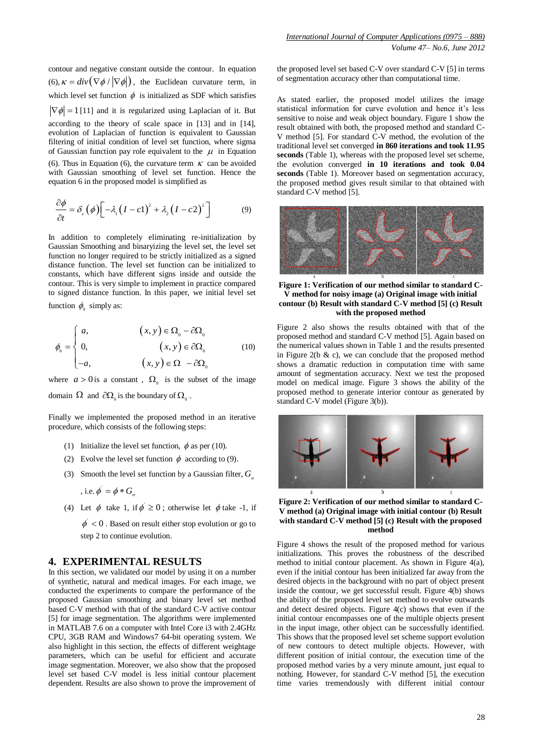contour and negative constant outside the contour. In equation (6), $\kappa = div(\nabla\phi / |\nabla\phi|)$, the Euclidean curvature term, in which level set function $\phi$ is initialized as SDF which satisfies $|\nabla\phi| = 1$ [11] and it is regularized using Laplacian of it. But according to the theory of scale space in [13] and in [14], evolution of Laplacian of function is equivalent to Gaussian filtering of initial condition of level set function, where sigma of Gaussian function pay role equivalent to the $\mu$ in Equation (6). Thus in Equation (6), the curvature term $\kappa$ can be avoided with Gaussian smoothing of level set function. Hence the equation 6 in the proposed model is simplified as

$$\frac{\partial\phi}{\partial t} = \delta_{\varepsilon}(\phi)\left[-\lambda_1 (I - c1)^2 + \lambda_2 (I - c2)^2\right] \tag{9}$$

In addition to completely eliminating re-initialization by Gaussian Smoothing and binaryizing the level set, the level set function no longer required to be strictly initialized as a signed distance function. The level set function can be initialized to constants, which have different signs inside and outside the contour. This is very simple to implement in practice compared to signed distance function. In this paper, we initial level set function $\phi_0$ simply as:

$$\phi_0 = \begin{cases} a, & (x,y) \in \Omega_0 - \partial\Omega_0 \\ 0, & (x,y) \in \partial\Omega_0 \\ -a, & (x,y) \in \Omega - \partial\Omega_0 \end{cases} \tag{10}$$

where $a > 0$ is a constant , $\Omega_0$ is the subset of the image domain $\Omega$ and $\partial\Omega_0$ is the boundary of $\Omega_0$ .

Finally we implemented the proposed method in an iterative procedure, which consists of the following steps:

(1) Initialize the level set function, $\phi$ as per (10).

(2) Evolve the level set function $\phi$ according to (9).

(3) Smooth the level set function by a Gaussian filter, $G_{\sigma}$ , i.e. $\phi' = \phi * G_{\sigma}$

(4) Let $\phi$ take 1, if $\phi' \geq 0$ ; otherwise let $\phi$ take -1, if $\phi' < 0$ . Based on result either stop evolution or go to step 2 to continue evolution.

## 4. EXPERIMENTAL RESULTS

In this section, we validated our model by using it on a number of synthetic, natural and medical images. For each image, we conducted the experiments to compare the performance of the proposed Gaussian smoothing and binary level set method based C-V method with that of the standard C-V active contour [5] for image segmentation. The algorithms were implemented in MATLAB 7.6 on a computer with Intel Core i3 with 2.4GHz CPU, 3GB RAM and Windows7 64-bit operating system. We also highlight in this section, the effects of different weightage parameters, which can be useful for efficient and accurate image segmentation. Moreover, we also show that the proposed level set based C-V model is less initial contour placement dependent. Results are also shown to prove the improvement of the proposed level set based C-V over standard C-V [5] in terms of segmentation accuracy other than computational time.

As stated earlier, the proposed model utilizes the image statistical information for curve evolution and hence it's less sensitive to noise and weak object boundary. Figure 1 show the result obtained with both, the proposed method and standard C-V method [5]. For standard C-V method, the evolution of the traditional level set converged **in 860 iterations and took 11.95 seconds** (Table 1), whereas with the proposed level set scheme, the evolution converged **in 10 iterations and took 0.04 seconds** (Table 1). Moreover based on segmentation accuracy, the proposed method gives result similar to that obtained with standard C-V method [5].

**Figure 1: Verification of our method similar to standard C-V method for noisy image (a) Original image with initial contour (b) Result with standard C-V method [5] (c) Result with the proposed method**

Figure 2 also shows the results obtained with that of the proposed method and standard C-V method [5]. Again based on the numerical values shown in Table 1 and the results presented in Figure 2(b & c), we can conclude that the proposed method shows a dramatic reduction in computation time with same amount of segmentation accuracy. Next we test the proposed model on medical image. Figure 3 shows the ability of the proposed method to generate interior contour as generated by standard C-V model (Figure 3(b)).

**Figure 2: Verification of our method similar to standard C-V method (a) Original image with initial contour (b) Result with standard C-V method [5] (c) Result with the proposed method**

Figure 4 shows the result of the proposed method for various initializations. This proves the robustness of the described method to initial contour placement. As shown in Figure 4(a), even if the initial contour has been initialized far away from the desired objects in the background with no part of object present inside the contour, we get successful result. Figure 4(b) shows the ability of the proposed level set method to evolve outwards and detect desired objects. Figure 4(c) shows that even if the initial contour encompasses one of the multiple objects present in the input image, other object can be successfully identified. This shows that the proposed level set scheme support evolution of new contours to detect multiple objects. However, with different position of initial contour, the execution time of the proposed method varies by a very minute amount, just equal to nothing. However, for standard C-V method [5], the execution time varies tremendously with different initial contour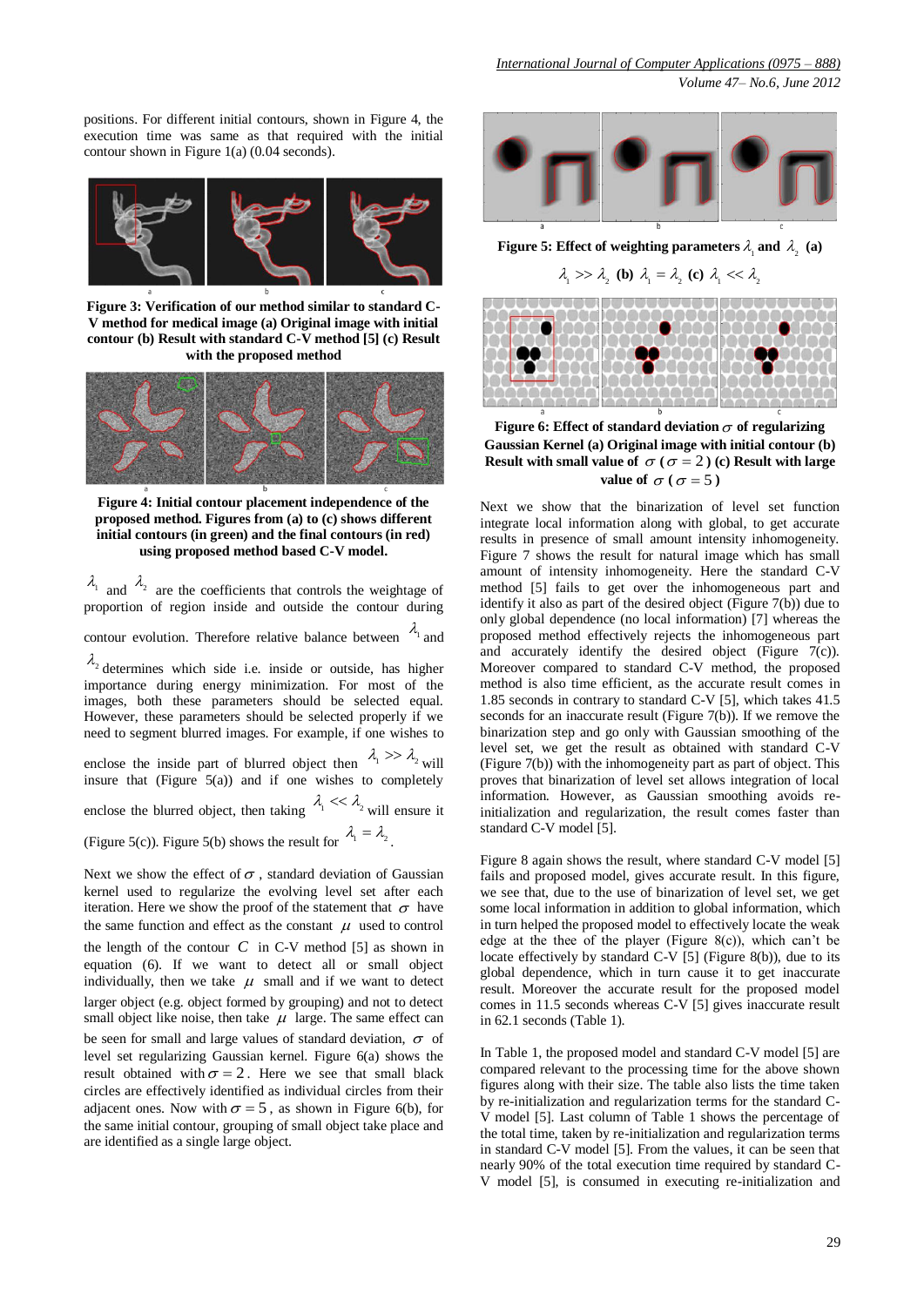positions. For different initial contours, shown in Figure 4, the execution time was same as that required with the initial contour shown in Figure 1(a) (0.04 seconds).

**Figure 3: Verification of our method similar to standard C-V method for medical image (a) Original image with initial contour (b) Result with standard C-V method [5] (c) Result with the proposed method**

**Figure 4: Initial contour placement independence of the proposed method. Figures from (a) to (c) shows different initial contours (in green) and the final contours (in red) using proposed method based C-V model.**

$\lambda_1$ and $\lambda_2$ are the coefficients that controls the weightage of proportion of region inside and outside the contour during contour evolution. Therefore relative balance between $\lambda_1$ and $\lambda_2$ determines which side i.e. inside or outside, has higher importance during energy minimization. For most of the images, both these parameters should be selected equal. However, these parameters should be selected properly if we need to segment blurred images. For example, if one wishes to enclose the inside part of blurred object then $\lambda_1 >> \lambda_2$ will insure that (Figure 5(a)) and if one wishes to completely enclose the blurred object, then taking $\lambda_1 << \lambda_2$ will ensure it (Figure 5(c)). Figure 5(b) shows the result for $\lambda_1 = \lambda_2$.

Next we show the effect of $\sigma$, standard deviation of Gaussian kernel used to regularize the evolving level set after each iteration. Here we show the proof of the statement that $\sigma$ have the same function and effect as the constant $\mu$ used to control the length of the contour $C$ in C-V method [5] as shown in equation (6). If we want to detect all or small object individually, then we take $\mu$ small and if we want to detect larger object (e.g. object formed by grouping) and not to detect small object like noise, then take $\mu$ large. The same effect can be seen for small and large values of standard deviation, $\sigma$ of level set regularizing Gaussian kernel. Figure 6(a) shows the result obtained with $\sigma = 2$. Here we see that small black circles are effectively identified as individual circles from their adjacent ones. Now with $\sigma = 5$, as shown in Figure 6(b), for the same initial contour, grouping of small object take place and are identified as a single large object.

**Figure 5: Effect of weighting parameters $\lambda_1$ and $\lambda_2$ (a) $\lambda_1 >> \lambda_2$ (b) $\lambda_1 = \lambda_2$ (c) $\lambda_1 << \lambda_2$**

**Figure 6: Effect of standard deviation $\sigma$ of regularizing Gaussian Kernel (a) Original image with initial contour (b) Result with small value of $\sigma$ ($\sigma = 2$) (c) Result with large value of $\sigma$ ($\sigma = 5$)**

Next we show that the binarization of level set function integrate local information along with global, to get accurate results in presence of small amount intensity inhomogeneity. Figure 7 shows the result for natural image which has small amount of intensity inhomogeneity. Here the standard C-V method [5] fails to get over the inhomogeneous part and identify it also as part of the desired object (Figure 7(b)) due to only global dependence (no local information) [7] whereas the proposed method effectively rejects the inhomogeneous part and accurately identify the desired object (Figure 7(c)). Moreover compared to standard C-V method, the proposed method is also time efficient, as the accurate result comes in 1.85 seconds in contrary to standard C-V [5], which takes 41.5 seconds for an inaccurate result (Figure 7(b)). If we remove the binarization step and go only with Gaussian smoothing of the level set, we get the result as obtained with standard C-V (Figure 7(b)) with the inhomogeneity part as part of object. This proves that binarization of level set allows integration of local information. However, as Gaussian smoothing avoids re-initialization and regularization, the result comes faster than standard C-V model [5].

Figure 8 again shows the result, where standard C-V model [5] fails and proposed model, gives accurate result. In this figure, we see that, due to the use of binarization of level set, we get some local information in addition to global information, which in turn helped the proposed model to effectively locate the weak edge at the thee of the player (Figure 8(c)), which can't be locate effectively by standard C-V [5] (Figure 8(b)), due to its global dependence, which in turn cause it to get inaccurate result. Moreover the accurate result for the proposed model comes in 11.5 seconds whereas C-V [5] gives inaccurate result in 62.1 seconds (Table 1).

In Table 1, the proposed model and standard C-V model [5] are compared relevant to the processing time for the above shown figures along with their size. The table also lists the time taken by re-initialization and regularization terms for the standard C-V model [5]. Last column of Table 1 shows the percentage of the total time, taken by re-initialization and regularization terms in standard C-V model [5]. From the values, it can be seen that nearly 90% of the total execution time required by standard C-V model [5], is consumed in executing re-initialization and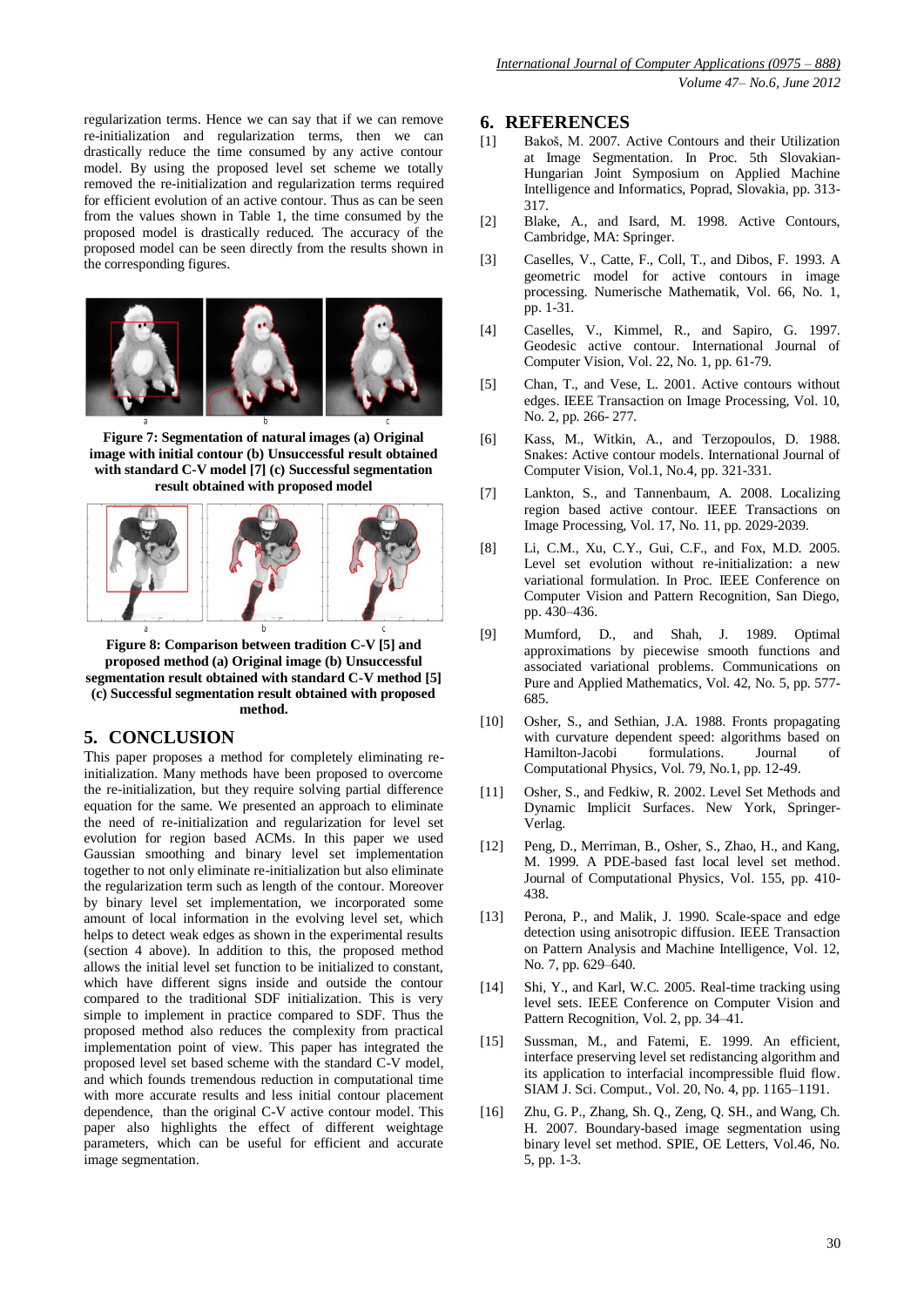regularization terms. Hence we can say that if we can remove re-initialization and regularization terms, then we can drastically reduce the time consumed by any active contour model. By using the proposed level set scheme we totally removed the re-initialization and regularization terms required for efficient evolution of an active contour. Thus as can be seen from the values shown in Table 1, the time consumed by the proposed model is drastically reduced. The accuracy of the proposed model can be seen directly from the results shown in the corresponding figures.

**Figure 7: Segmentation of natural images (a) Original image with initial contour (b) Unsuccessful result obtained with standard C-V model [7] (c) Successful segmentation result obtained with proposed model**

**Figure 8: Comparison between tradition C-V [5] and proposed method (a) Original image (b) Unsuccessful segmentation result obtained with standard C-V method [5] (c) Successful segmentation result obtained with proposed method.**

## 5. CONCLUSION

This paper proposes a method for completely eliminating re-initialization. Many methods have been proposed to overcome the re-initialization, but they require solving partial difference equation for the same. We presented an approach to eliminate the need of re-initialization and regularization for level set evolution for region based ACMs. In this paper we used Gaussian smoothing and binary level set implementation together to not only eliminate re-initialization but also eliminate the regularization term such as length of the contour. Moreover by binary level set implementation, we incorporated some amount of local information in the evolving level set, which helps to detect weak edges as shown in the experimental results (section 4 above). In addition to this, the proposed method allows the initial level set function to be initialized to constant, which have different signs inside and outside the contour compared to the traditional SDF initialization. This is very simple to implement in practice compared to SDF. Thus the proposed method also reduces the complexity from practical implementation point of view. This paper has integrated the proposed level set based scheme with the standard C-V model, and which founds tremendous reduction in computational time with more accurate results and less initial contour placement dependence, than the original C-V active contour model. This paper also highlights the effect of different weightage parameters, which can be useful for efficient and accurate image segmentation.

## 6. REFERENCES

[1] Bakoš, M. 2007. Active Contours and their Utilization at Image Segmentation. In Proc. 5th Slovakian-Hungarian Joint Symposium on Applied Machine Intelligence and Informatics, Poprad, Slovakia, pp. 313-317.

[2] Blake, A., and Isard, M. 1998. Active Contours, Cambridge, MA: Springer.

[3] Caselles, V., Catte, F., Coll, T., and Dibos, F. 1993. A geometric model for active contours in image processing. Numerische Mathematik, Vol. 66, No. 1, pp. 1-31.

[4] Caselles, V., Kimmel, R., and Sapiro, G. 1997. Geodesic active contour. International Journal of Computer Vision, Vol. 22, No. 1, pp. 61-79.

[5] Chan, T., and Vese, L. 2001. Active contours without edges. IEEE Transaction on Image Processing, Vol. 10, No. 2, pp. 266- 277.

[6] Kass, M., Witkin, A., and Terzopoulos, D. 1988. Snakes: Active contour models. International Journal of Computer Vision, Vol.1, No.4, pp. 321-331.

[7] Lankton, S., and Tannenbaum, A. 2008. Localizing region based active contour. IEEE Transactions on Image Processing, Vol. 17, No. 11, pp. 2029-2039.

[8] Li, C.M., Xu, C.Y., Gui, C.F., and Fox, M.D. 2005. Level set evolution without re-initialization: a new variational formulation. In Proc. IEEE Conference on Computer Vision and Pattern Recognition, San Diego, pp. 430–436.

[9] Mumford, D., and Shah, J. 1989. Optimal approximations by piecewise smooth functions and associated variational problems. Communications on Pure and Applied Mathematics, Vol. 42, No. 5, pp. 577-685.

[10] Osher, S., and Sethian, J.A. 1988. Fronts propagating with curvature dependent speed: algorithms based on Hamilton-Jacobi formulations. Journal of Computational Physics, Vol. 79, No.1, pp. 12-49.

[11] Osher, S., and Fedkiw, R. 2002. Level Set Methods and Dynamic Implicit Surfaces. New York, Springer-Verlag.

[12] Peng, D., Merriman, B., Osher, S., Zhao, H., and Kang, M. 1999. A PDE-based fast local level set method. Journal of Computational Physics, Vol. 155, pp. 410-438.

[13] Perona, P., and Malik, J. 1990. Scale-space and edge detection using anisotropic diffusion. IEEE Transaction on Pattern Analysis and Machine Intelligence, Vol. 12, No. 7, pp. 629–640.

[14] Shi, Y., and Karl, W.C. 2005. Real-time tracking using level sets. IEEE Conference on Computer Vision and Pattern Recognition, Vol. 2, pp. 34–41.

[15] Sussman, M., and Fatemi, E. 1999. An efficient, interface preserving level set redistancing algorithm and its application to interfacial incompressible fluid flow. SIAM J. Sci. Comput., Vol. 20, No. 4, pp. 1165–1191.

[16] Zhu, G. P., Zhang, Sh. Q., Zeng, Q. SH., and Wang, Ch. H. 2007. Boundary-based image segmentation using binary level set method. SPIE, OE Letters, Vol.46, No. 5, pp. 1-3.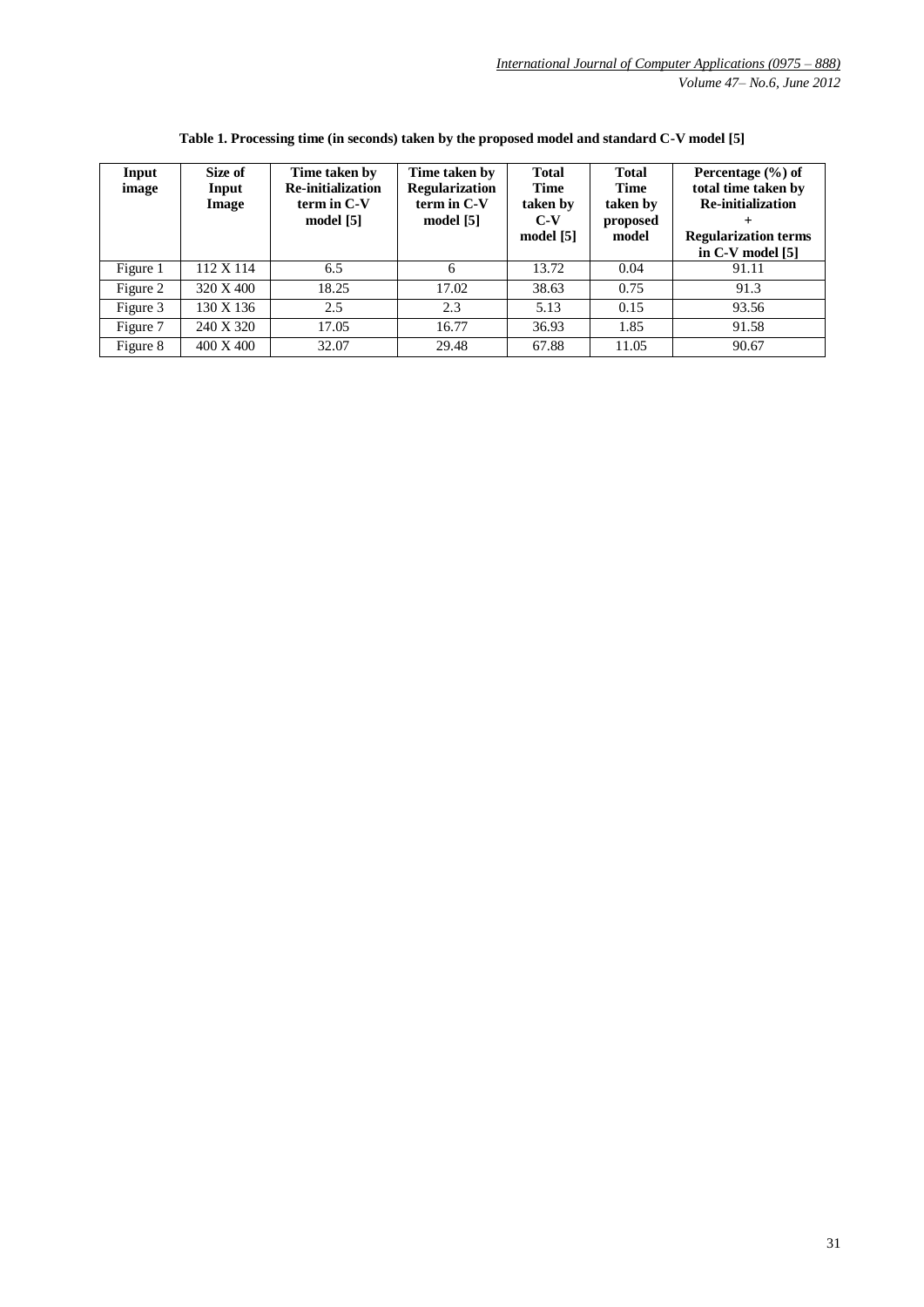**Table 1. Processing time (in seconds) taken by the proposed model and standard C-V model [5]**

| Input image | Size of Input Image | Time taken by Re-initialization term in C-V model [5] | Time taken by Regularization term in C-V model [5] | Total Time taken by C-V model [5] | Total Time taken by proposed model | Percentage (%) of total time taken by Re-initialization + Regularization terms in C-V model [5] |
|---|---|---|---|---|---|---|
| Figure 1 | 112 X 114 | 6.5 | 6 | 13.72 | 0.04 | 91.11 |
| Figure 2 | 320 X 400 | 18.25 | 17.02 | 38.63 | 0.75 | 91.3 |
| Figure 3 | 130 X 136 | 2.5 | 2.3 | 5.13 | 0.15 | 93.56 |
| Figure 7 | 240 X 320 | 17.05 | 16.77 | 36.93 | 1.85 | 91.58 |
| Figure 8 | 400 X 400 | 32.07 | 29.48 | 67.88 | 11.05 | 90.67 |